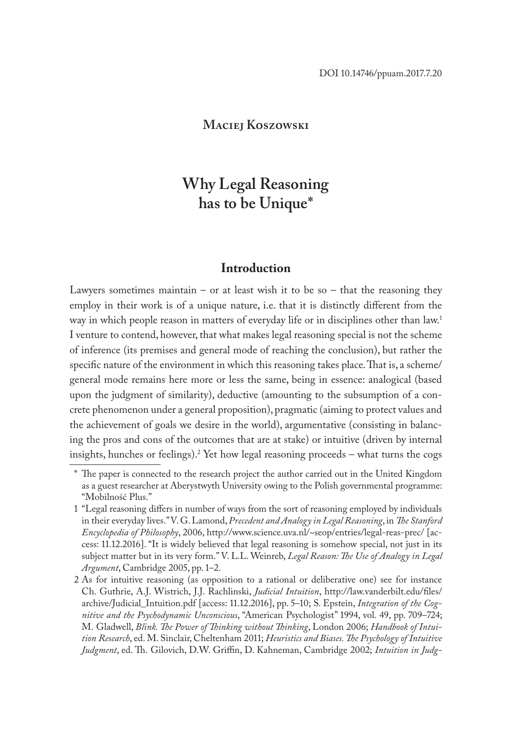DOI 10.14746/ppuam.2017.7.20

**Maciej Koszowski**

# Why Legal Reasoning has to be Unique*

## Introduction

Lawyers sometimes maintain – or at least wish it to be so – that the reasoning they employ in their work is of a unique nature, i.e. that it is distinctly different from the way in which people reason in matters of everyday life or in disciplines other than law.[1] I venture to contend, however, that what makes legal reasoning special is not the scheme of inference (its premises and general mode of reaching the conclusion), but rather the specific nature of the environment in which this reasoning takes place. That is, a scheme/general mode remains here more or less the same, being in essence: analogical (based upon the judgment of similarity), deductive (amounting to the subsumption of a concrete phenomenon under a general proposition), pragmatic (aiming to protect values and the achievement of goals we desire in the world), argumentative (consisting in balancing the pros and cons of the outcomes that are at stake) or intuitive (driven by internal insights, hunches or feelings).[2] Yet how legal reasoning proceeds – what turns the cogs

---

\* The paper is connected to the research project the author carried out in the United Kingdom as a guest researcher at Aberystwyth University owing to the Polish governmental programme: "Mobilność Plus."

1 "Legal reasoning differs in number of ways from the sort of reasoning employed by individuals in their everyday lives." V. G. Lamond, *Precedent and Analogy in Legal Reasoning*, in *The Stanford Encyclopedia of Philosophy*, 2006, http://www.science.uva.nl/~seop/entries/legal-reas-prec/ [access: 11.12.2016]. "It is widely believed that legal reasoning is somehow special, not just in its subject matter but in its very form." V. L.L. Weinreb, *Legal Reason: The Use of Analogy in Legal Argument*, Cambridge 2005, pp. 1–2.

2 As for intuitive reasoning (as opposition to a rational or deliberative one) see for instance Ch. Guthrie, A.J. Wistrich, J.J. Rachlinski, *Judicial Intuition*, http://law.vanderbilt.edu/files/archive/Judicial_Intuition.pdf [access: 11.12.2016], pp. 5–10; S. Epstein, *Integration of the Cognitive and the Psychodynamic Unconscious*, "American Psychologist" 1994, vol. 49, pp. 709–724; M. Gladwell, *Blink. The Power of Thinking without Thinking*, London 2006; *Handbook of Intuition Research*, ed. M. Sinclair, Cheltenham 2011; *Heuristics and Biases. The Psychology of Intuitive Judgment*, ed. Th. Gilovich, D.W. Griffin, D. Kahneman, Cambridge 2002; *Intuition in Judg-*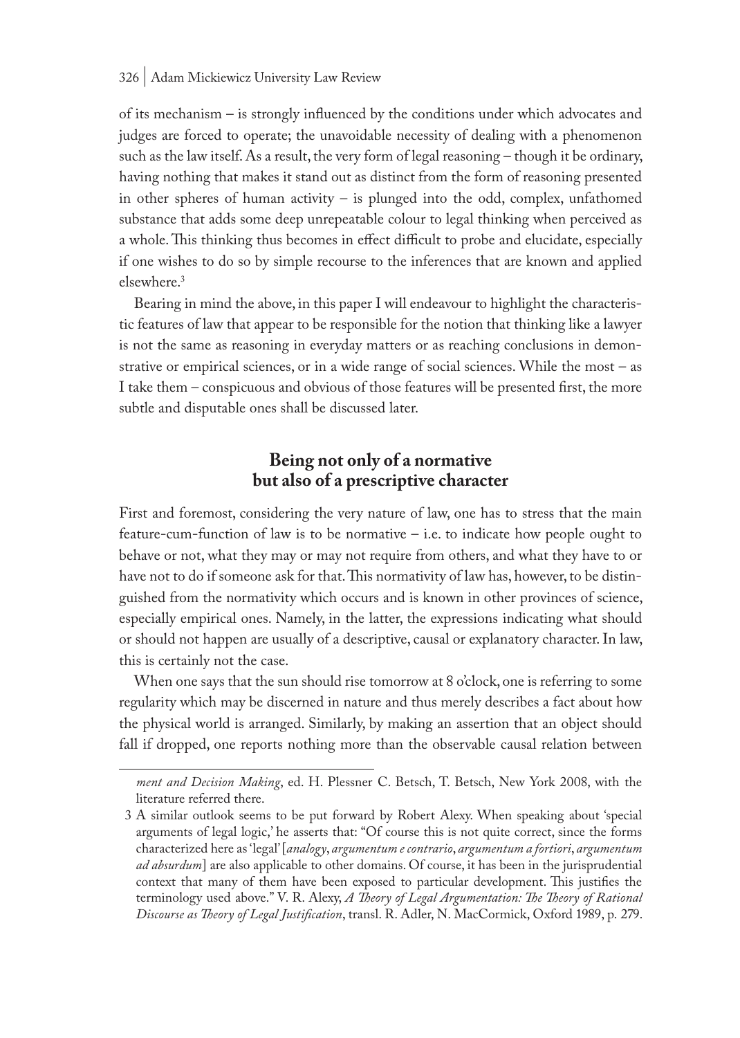of its mechanism – is strongly influenced by the conditions under which advocates and judges are forced to operate; the unavoidable necessity of dealing with a phenomenon such as the law itself. As a result, the very form of legal reasoning – though it be ordinary, having nothing that makes it stand out as distinct from the form of reasoning presented in other spheres of human activity – is plunged into the odd, complex, unfathomed substance that adds some deep unrepeatable colour to legal thinking when perceived as a whole. This thinking thus becomes in effect difficult to probe and elucidate, especially if one wishes to do so by simple recourse to the inferences that are known and applied elsewhere.[3]

Bearing in mind the above, in this paper I will endeavour to highlight the characteristic features of law that appear to be responsible for the notion that thinking like a lawyer is not the same as reasoning in everyday matters or as reaching conclusions in demonstrative or empirical sciences, or in a wide range of social sciences. While the most – as I take them – conspicuous and obvious of those features will be presented first, the more subtle and disputable ones shall be discussed later.

## Being not only of a normative but also of a prescriptive character

First and foremost, considering the very nature of law, one has to stress that the main feature-cum-function of law is to be normative – i.e. to indicate how people ought to behave or not, what they may or may not require from others, and what they have to or have not to do if someone ask for that. This normativity of law has, however, to be distinguished from the normativity which occurs and is known in other provinces of science, especially empirical ones. Namely, in the latter, the expressions indicating what should or should not happen are usually of a descriptive, causal or explanatory character. In law, this is certainly not the case.

When one says that the sun should rise tomorrow at 8 o'clock, one is referring to some regularity which may be discerned in nature and thus merely describes a fact about how the physical world is arranged. Similarly, by making an assertion that an object should fall if dropped, one reports nothing more than the observable causal relation between

---

*ment and Decision Making*, ed. H. Plessner C. Betsch, T. Betsch, New York 2008, with the literature referred there.

3 A similar outlook seems to be put forward by Robert Alexy. When speaking about 'special arguments of legal logic,' he asserts that: "Of course this is not quite correct, since the forms characterized here as 'legal' [*analogy*, *argumentum e contrario*, *argumentum a fortiori*, *argumentum ad absurdum*] are also applicable to other domains. Of course, it has been in the jurisprudential context that many of them have been exposed to particular development. This justifies the terminology used above." V. R. Alexy, *A Theory of Legal Argumentation: The Theory of Rational Discourse as Theory of Legal Justification*, transl. R. Adler, N. MacCormick, Oxford 1989, p. 279.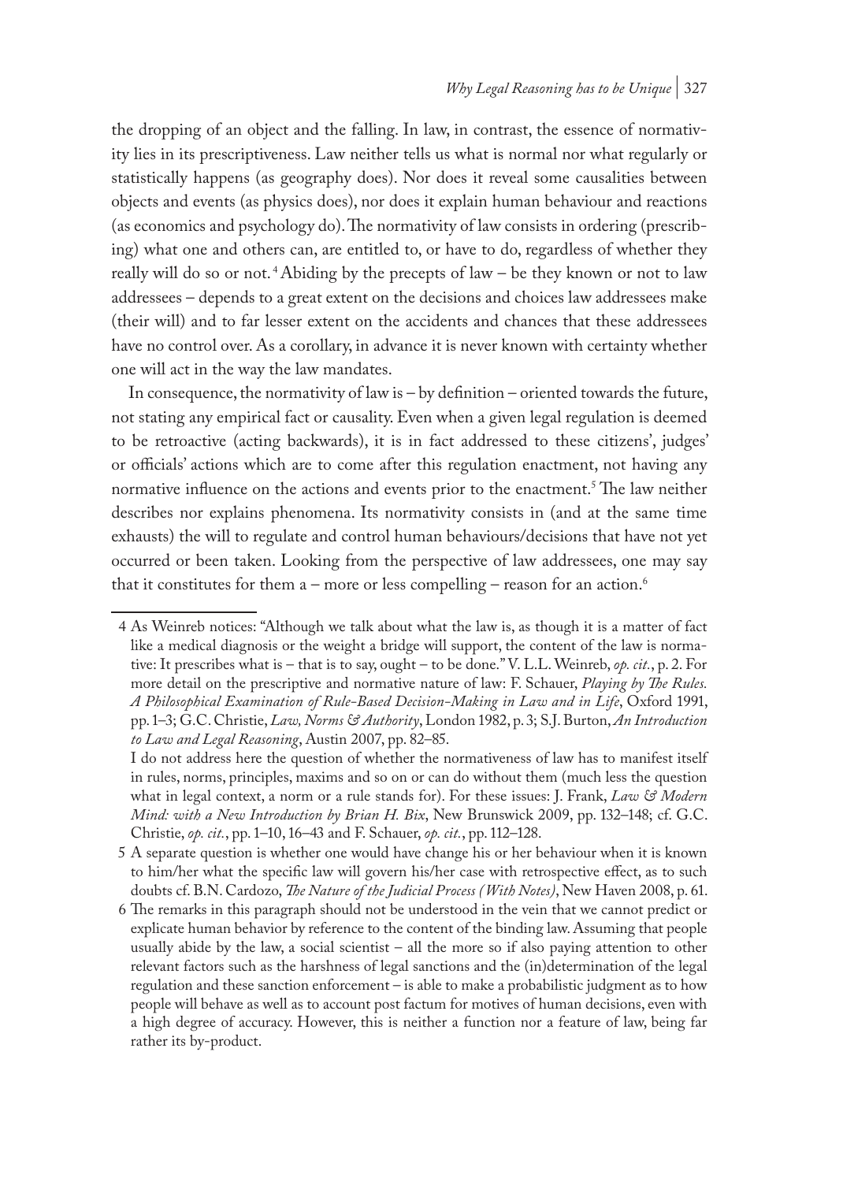the dropping of an object and the falling. In law, in contrast, the essence of normativity lies in its prescriptiveness. Law neither tells us what is normal nor what regularly or statistically happens (as geography does). Nor does it reveal some causalities between objects and events (as physics does), nor does it explain human behaviour and reactions (as economics and psychology do). The normativity of law consists in ordering (prescribing) what one and others can, are entitled to, or have to do, regardless of whether they really will do so or not.[4] Abiding by the precepts of law – be they known or not to law addressees – depends to a great extent on the decisions and choices law addressees make (their will) and to far lesser extent on the accidents and chances that these addressees have no control over. As a corollary, in advance it is never known with certainty whether one will act in the way the law mandates.

In consequence, the normativity of law is – by definition – oriented towards the future, not stating any empirical fact or causality. Even when a given legal regulation is deemed to be retroactive (acting backwards), it is in fact addressed to these citizens', judges' or officials' actions which are to come after this regulation enactment, not having any normative influence on the actions and events prior to the enactment.[5] The law neither describes nor explains phenomena. Its normativity consists in (and at the same time exhausts) the will to regulate and control human behaviours/decisions that have not yet occurred or been taken. Looking from the perspective of law addressees, one may say that it constitutes for them a – more or less compelling – reason for an action.[6]

---

4 As Weinreb notices: "Although we talk about what the law is, as though it is a matter of fact like a medical diagnosis or the weight a bridge will support, the content of the law is normative: It prescribes what is – that is to say, ought – to be done." V. L.L. Weinreb, *op. cit.*, p. 2. For more detail on the prescriptive and normative nature of law: F. Schauer, *Playing by The Rules. A Philosophical Examination of Rule-Based Decision-Making in Law and in Life*, Oxford 1991, pp. 1–3; G.C. Christie, *Law, Norms & Authority*, London 1982, p. 3; S.J. Burton, *An Introduction to Law and Legal Reasoning*, Austin 2007, pp. 82–85.

I do not address here the question of whether the normativeness of law has to manifest itself in rules, norms, principles, maxims and so on or can do without them (much less the question what in legal context, a norm or a rule stands for). For these issues: J. Frank, *Law & Modern Mind: with a New Introduction by Brian H. Bix*, New Brunswick 2009, pp. 132–148; cf. G.C. Christie, *op. cit.*, pp. 1–10, 16–43 and F. Schauer, *op. cit.*, pp. 112–128.

5 A separate question is whether one would have change his or her behaviour when it is known to him/her what the specific law will govern his/her case with retrospective effect, as to such doubts cf. B.N. Cardozo, *The Nature of the Judicial Process (With Notes)*, New Haven 2008, p. 61.

6 The remarks in this paragraph should not be understood in the vein that we cannot predict or explicate human behavior by reference to the content of the binding law. Assuming that people usually abide by the law, a social scientist – all the more so if also paying attention to other relevant factors such as the harshness of legal sanctions and the (in)determination of the legal regulation and these sanction enforcement – is able to make a probabilistic judgment as to how people will behave as well as to account post factum for motives of human decisions, even with a high degree of accuracy. However, this is neither a function nor a feature of law, being far rather its by-product.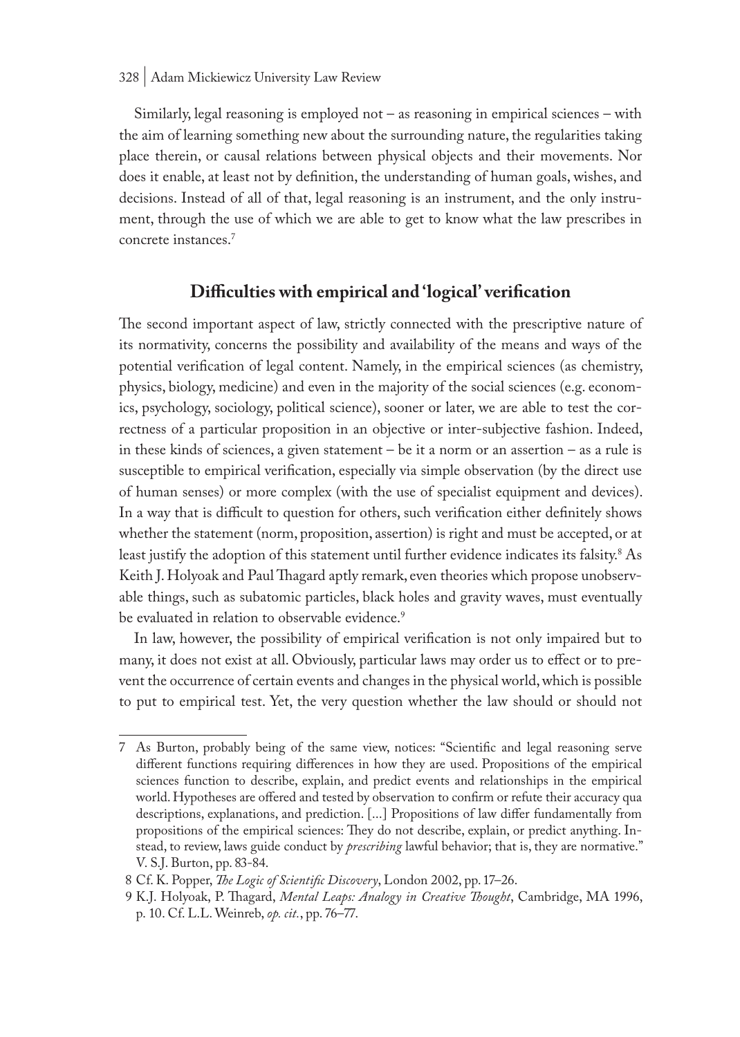Similarly, legal reasoning is employed not – as reasoning in empirical sciences – with the aim of learning something new about the surrounding nature, the regularities taking place therein, or causal relations between physical objects and their movements. Nor does it enable, at least not by definition, the understanding of human goals, wishes, and decisions. Instead of all of that, legal reasoning is an instrument, and the only instrument, through the use of which we are able to get to know what the law prescribes in concrete instances.[7]

## Difficulties with empirical and 'logical' verification

The second important aspect of law, strictly connected with the prescriptive nature of its normativity, concerns the possibility and availability of the means and ways of the potential verification of legal content. Namely, in the empirical sciences (as chemistry, physics, biology, medicine) and even in the majority of the social sciences (e.g. economics, psychology, sociology, political science), sooner or later, we are able to test the correctness of a particular proposition in an objective or inter-subjective fashion. Indeed, in these kinds of sciences, a given statement – be it a norm or an assertion – as a rule is susceptible to empirical verification, especially via simple observation (by the direct use of human senses) or more complex (with the use of specialist equipment and devices). In a way that is difficult to question for others, such verification either definitely shows whether the statement (norm, proposition, assertion) is right and must be accepted, or at least justify the adoption of this statement until further evidence indicates its falsity.[8] As Keith J. Holyoak and Paul Thagard aptly remark, even theories which propose unobservable things, such as subatomic particles, black holes and gravity waves, must eventually be evaluated in relation to observable evidence.[9]

In law, however, the possibility of empirical verification is not only impaired but to many, it does not exist at all. Obviously, particular laws may order us to effect or to prevent the occurrence of certain events and changes in the physical world, which is possible to put to empirical test. Yet, the very question whether the law should or should not

---

7 As Burton, probably being of the same view, notices: "Scientific and legal reasoning serve different functions requiring differences in how they are used. Propositions of the empirical sciences function to describe, explain, and predict events and relationships in the empirical world. Hypotheses are offered and tested by observation to confirm or refute their accuracy qua descriptions, explanations, and prediction. [...] Propositions of law differ fundamentally from propositions of the empirical sciences: They do not describe, explain, or predict anything. Instead, to review, laws guide conduct by *prescribing* lawful behavior; that is, they are normative." V. S.J. Burton, pp. 83-84.

8 Cf. K. Popper, *The Logic of Scientific Discovery*, London 2002, pp. 17–26.

9 K.J. Holyoak, P. Thagard, *Mental Leaps: Analogy in Creative Thought*, Cambridge, MA 1996, p. 10. Cf. L.L. Weinreb, *op. cit.*, pp. 76–77.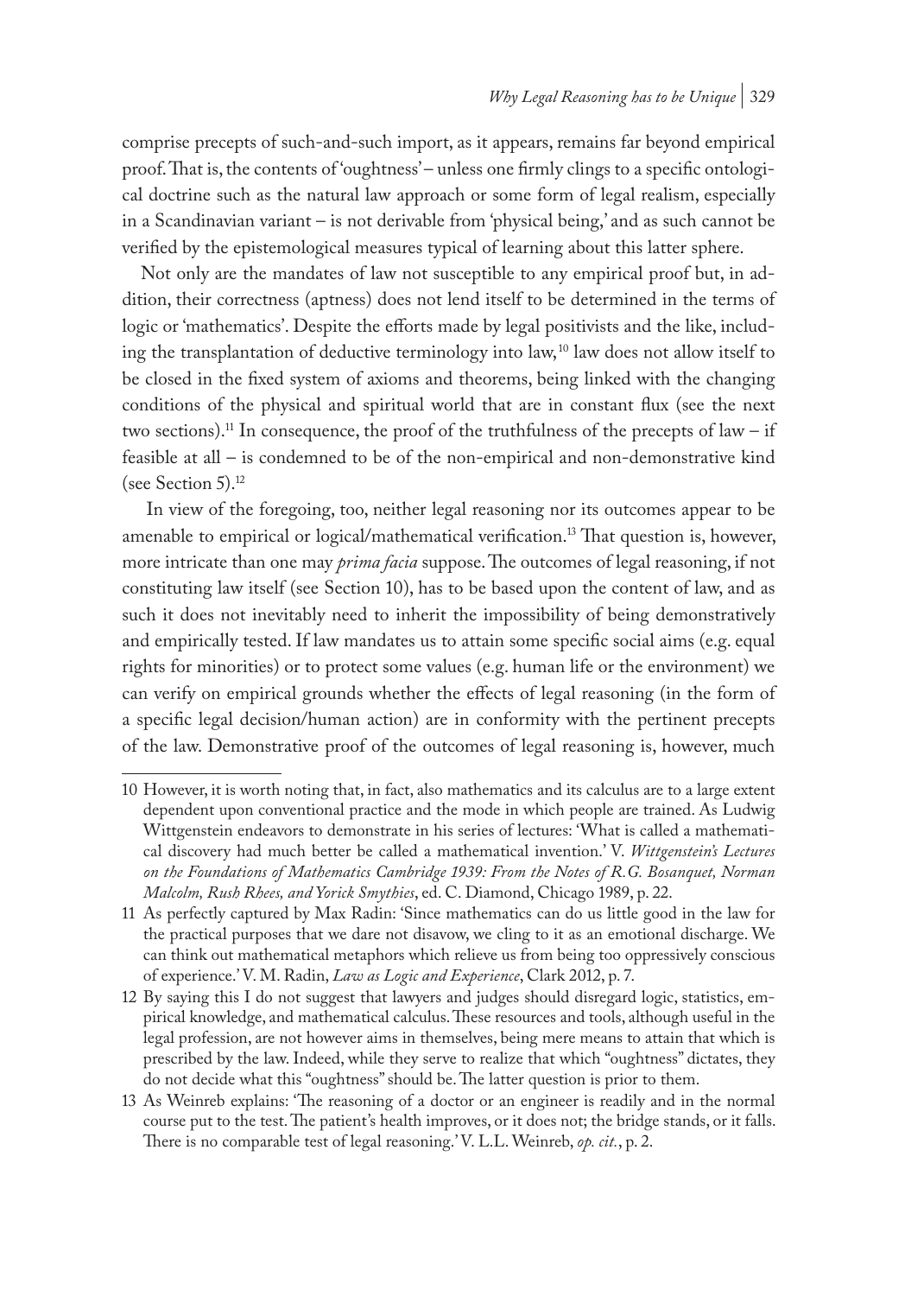comprise precepts of such-and-such import, as it appears, remains far beyond empirical proof. That is, the contents of 'oughtness' – unless one firmly clings to a specific ontological doctrine such as the natural law approach or some form of legal realism, especially in a Scandinavian variant – is not derivable from 'physical being,' and as such cannot be verified by the epistemological measures typical of learning about this latter sphere.

Not only are the mandates of law not susceptible to any empirical proof but, in addition, their correctness (aptness) does not lend itself to be determined in the terms of logic or 'mathematics'. Despite the efforts made by legal positivists and the like, including the transplantation of deductive terminology into law,[10] law does not allow itself to be closed in the fixed system of axioms and theorems, being linked with the changing conditions of the physical and spiritual world that are in constant flux (see the next two sections).[11] In consequence, the proof of the truthfulness of the precepts of law – if feasible at all – is condemned to be of the non-empirical and non-demonstrative kind (see Section 5).[12]

In view of the foregoing, too, neither legal reasoning nor its outcomes appear to be amenable to empirical or logical/mathematical verification.[13] That question is, however, more intricate than one may *prima facia* suppose. The outcomes of legal reasoning, if not constituting law itself (see Section 10), has to be based upon the content of law, and as such it does not inevitably need to inherit the impossibility of being demonstratively and empirically tested. If law mandates us to attain some specific social aims (e.g. equal rights for minorities) or to protect some values (e.g. human life or the environment) we can verify on empirical grounds whether the effects of legal reasoning (in the form of a specific legal decision/human action) are in conformity with the pertinent precepts of the law. Demonstrative proof of the outcomes of legal reasoning is, however, much

---

10 However, it is worth noting that, in fact, also mathematics and its calculus are to a large extent dependent upon conventional practice and the mode in which people are trained. As Ludwig Wittgenstein endeavors to demonstrate in his series of lectures: 'What is called a mathematical discovery had much better be called a mathematical invention.' V. *Wittgenstein's Lectures on the Foundations of Mathematics Cambridge 1939: From the Notes of R.G. Bosanquet, Norman Malcolm, Rush Rhees, and Yorick Smythies*, ed. C. Diamond, Chicago 1989, p. 22.

11 As perfectly captured by Max Radin: 'Since mathematics can do us little good in the law for the practical purposes that we dare not disavow, we cling to it as an emotional discharge. We can think out mathematical metaphors which relieve us from being too oppressively conscious of experience.' V. M. Radin, *Law as Logic and Experience*, Clark 2012, p. 7.

12 By saying this I do not suggest that lawyers and judges should disregard logic, statistics, empirical knowledge, and mathematical calculus. These resources and tools, although useful in the legal profession, are not however aims in themselves, being mere means to attain that which is prescribed by the law. Indeed, while they serve to realize that which "oughtness" dictates, they do not decide what this "oughtness" should be. The latter question is prior to them.

13 As Weinreb explains: 'The reasoning of a doctor or an engineer is readily and in the normal course put to the test. The patient's health improves, or it does not; the bridge stands, or it falls. There is no comparable test of legal reasoning.' V. L.L. Weinreb, *op. cit.*, p. 2.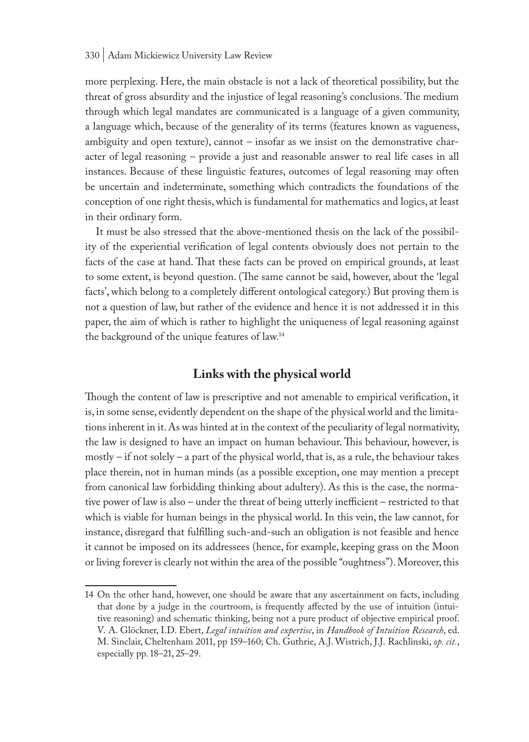more perplexing. Here, the main obstacle is not a lack of theoretical possibility, but the threat of gross absurdity and the injustice of legal reasoning's conclusions. The medium through which legal mandates are communicated is a language of a given community, a language which, because of the generality of its terms (features known as vagueness, ambiguity and open texture), cannot – insofar as we insist on the demonstrative character of legal reasoning – provide a just and reasonable answer to real life cases in all instances. Because of these linguistic features, outcomes of legal reasoning may often be uncertain and indeterminate, something which contradicts the foundations of the conception of one right thesis, which is fundamental for mathematics and logics, at least in their ordinary form.

It must be also stressed that the above-mentioned thesis on the lack of the possibility of the experiential verification of legal contents obviously does not pertain to the facts of the case at hand. That these facts can be proved on empirical grounds, at least to some extent, is beyond question. (The same cannot be said, however, about the 'legal facts', which belong to a completely different ontological category.) But proving them is not a question of law, but rather of the evidence and hence it is not addressed it in this paper, the aim of which is rather to highlight the uniqueness of legal reasoning against the background of the unique features of law.[14]

## Links with the physical world

Though the content of law is prescriptive and not amenable to empirical verification, it is, in some sense, evidently dependent on the shape of the physical world and the limitations inherent in it. As was hinted at in the context of the peculiarity of legal normativity, the law is designed to have an impact on human behaviour. This behaviour, however, is mostly – if not solely – a part of the physical world, that is, as a rule, the behaviour takes place therein, not in human minds (as a possible exception, one may mention a precept from canonical law forbidding thinking about adultery). As this is the case, the normative power of law is also – under the threat of being utterly inefficient – restricted to that which is viable for human beings in the physical world. In this vein, the law cannot, for instance, disregard that fulfilling such-and-such an obligation is not feasible and hence it cannot be imposed on its addressees (hence, for example, keeping grass on the Moon or living forever is clearly not within the area of the possible "oughtness"). Moreover, this

---

14 On the other hand, however, one should be aware that any ascertainment on facts, including that done by a judge in the courtroom, is frequently affected by the use of intuition (intuitive reasoning) and schematic thinking, being not a pure product of objective empirical proof. V. A. Glöckner, I.D. Ebert, *Legal intuition and expertise*, in *Handbook of Intuition Research*, ed. M. Sinclair, Cheltenham 2011, pp 159–160; Ch. Guthrie, A.J. Wistrich, J.J. Rachlinski, *op. cit.*, especially pp. 18–21, 25–29.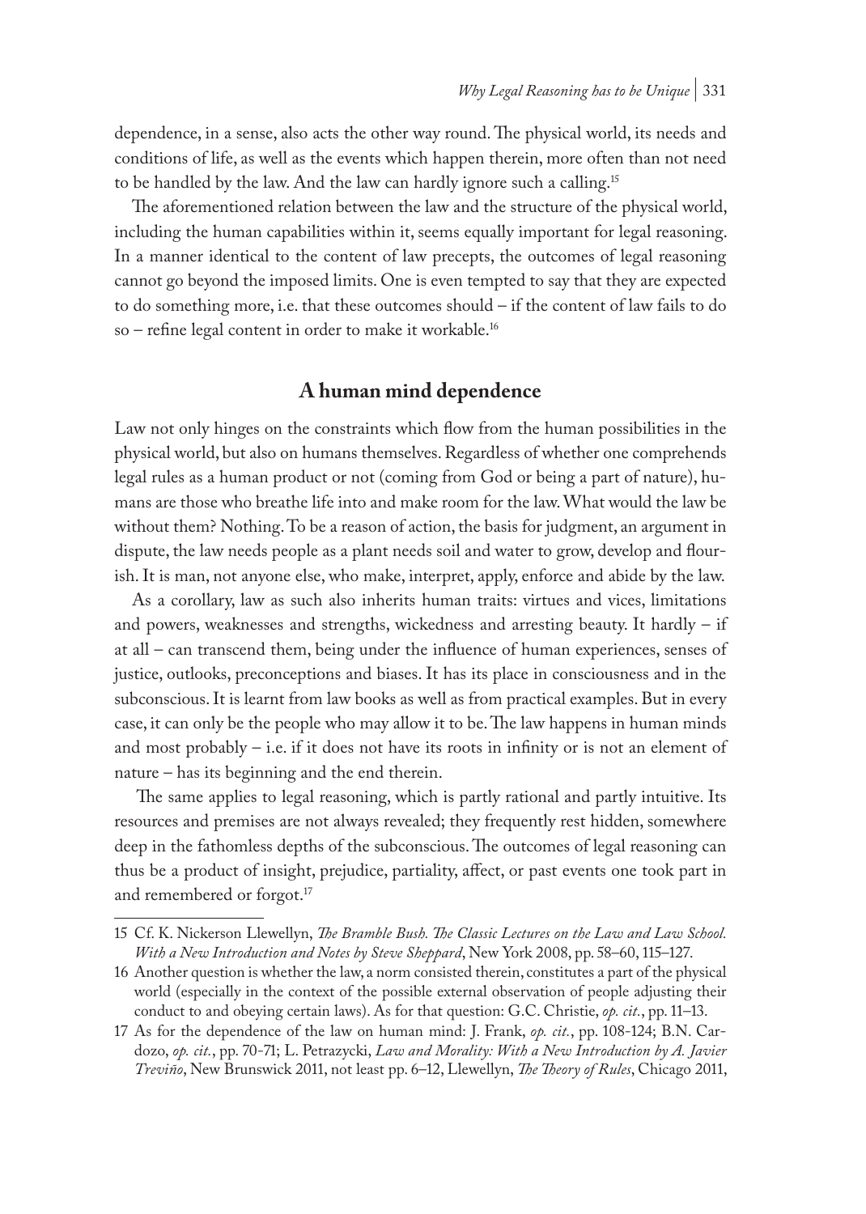dependence, in a sense, also acts the other way round. The physical world, its needs and conditions of life, as well as the events which happen therein, more often than not need to be handled by the law. And the law can hardly ignore such a calling.[15]

The aforementioned relation between the law and the structure of the physical world, including the human capabilities within it, seems equally important for legal reasoning. In a manner identical to the content of law precepts, the outcomes of legal reasoning cannot go beyond the imposed limits. One is even tempted to say that they are expected to do something more, i.e. that these outcomes should – if the content of law fails to do so – refine legal content in order to make it workable.[16]

## A human mind dependence

Law not only hinges on the constraints which flow from the human possibilities in the physical world, but also on humans themselves. Regardless of whether one comprehends legal rules as a human product or not (coming from God or being a part of nature), humans are those who breathe life into and make room for the law. What would the law be without them? Nothing. To be a reason of action, the basis for judgment, an argument in dispute, the law needs people as a plant needs soil and water to grow, develop and flourish. It is man, not anyone else, who make, interpret, apply, enforce and abide by the law.

As a corollary, law as such also inherits human traits: virtues and vices, limitations and powers, weaknesses and strengths, wickedness and arresting beauty. It hardly – if at all – can transcend them, being under the influence of human experiences, senses of justice, outlooks, preconceptions and biases. It has its place in consciousness and in the subconscious. It is learnt from law books as well as from practical examples. But in every case, it can only be the people who may allow it to be. The law happens in human minds and most probably – i.e. if it does not have its roots in infinity or is not an element of nature – has its beginning and the end therein.

The same applies to legal reasoning, which is partly rational and partly intuitive. Its resources and premises are not always revealed; they frequently rest hidden, somewhere deep in the fathomless depths of the subconscious. The outcomes of legal reasoning can thus be a product of insight, prejudice, partiality, affect, or past events one took part in and remembered or forgot.[17]

---

15 Cf. K. Nickerson Llewellyn, *The Bramble Bush. The Classic Lectures on the Law and Law School. With a New Introduction and Notes by Steve Sheppard*, New York 2008, pp. 58–60, 115–127.

16 Another question is whether the law, a norm consisted therein, constitutes a part of the physical world (especially in the context of the possible external observation of people adjusting their conduct to and obeying certain laws). As for that question: G.C. Christie, *op. cit.*, pp. 11–13.

17 As for the dependence of the law on human mind: J. Frank, *op. cit.*, pp. 108-124; B.N. Cardozo, *op. cit.*, pp. 70-71; L. Petrazycki, *Law and Morality: With a New Introduction by A. Javier Treviño*, New Brunswick 2011, not least pp. 6–12, Llewellyn, *The Theory of Rules*, Chicago 2011,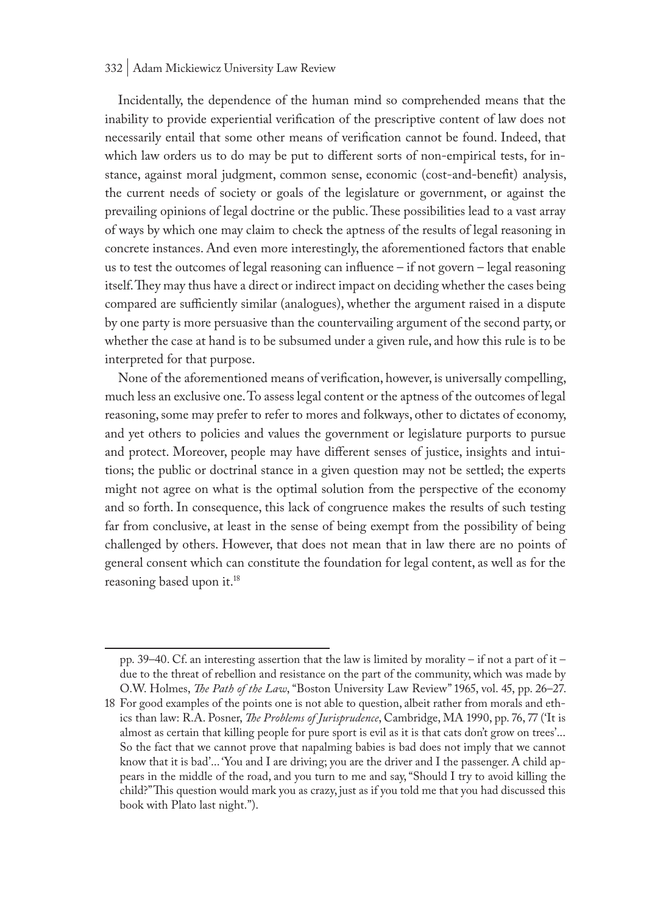Incidentally, the dependence of the human mind so comprehended means that the inability to provide experiential verification of the prescriptive content of law does not necessarily entail that some other means of verification cannot be found. Indeed, that which law orders us to do may be put to different sorts of non-empirical tests, for instance, against moral judgment, common sense, economic (cost-and-benefit) analysis, the current needs of society or goals of the legislature or government, or against the prevailing opinions of legal doctrine or the public. These possibilities lead to a vast array of ways by which one may claim to check the aptness of the results of legal reasoning in concrete instances. And even more interestingly, the aforementioned factors that enable us to test the outcomes of legal reasoning can influence – if not govern – legal reasoning itself. They may thus have a direct or indirect impact on deciding whether the cases being compared are sufficiently similar (analogues), whether the argument raised in a dispute by one party is more persuasive than the countervailing argument of the second party, or whether the case at hand is to be subsumed under a given rule, and how this rule is to be interpreted for that purpose.

None of the aforementioned means of verification, however, is universally compelling, much less an exclusive one. To assess legal content or the aptness of the outcomes of legal reasoning, some may prefer to refer to mores and folkways, other to dictates of economy, and yet others to policies and values the government or legislature purports to pursue and protect. Moreover, people may have different senses of justice, insights and intuitions; the public or doctrinal stance in a given question may not be settled; the experts might not agree on what is the optimal solution from the perspective of the economy and so forth. In consequence, this lack of congruence makes the results of such testing far from conclusive, at least in the sense of being exempt from the possibility of being challenged by others. However, that does not mean that in law there are no points of general consent which can constitute the foundation for legal content, as well as for the reasoning based upon it.[18]

---

pp. 39–40. Cf. an interesting assertion that the law is limited by morality – if not a part of it – due to the threat of rebellion and resistance on the part of the community, which was made by O.W. Holmes, *The Path of the Law*, "Boston University Law Review" 1965, vol. 45, pp. 26–27.

18 For good examples of the points one is not able to question, albeit rather from morals and ethics than law: R.A. Posner, *The Problems of Jurisprudence*, Cambridge, MA 1990, pp. 76, 77 ('It is almost as certain that killing people for pure sport is evil as it is that cats don't grow on trees'... So the fact that we cannot prove that napalming babies is bad does not imply that we cannot know that it is bad'... 'You and I are driving; you are the driver and I the passenger. A child appears in the middle of the road, and you turn to me and say, "Should I try to avoid killing the child?" This question would mark you as crazy, just as if you told me that you had discussed this book with Plato last night.").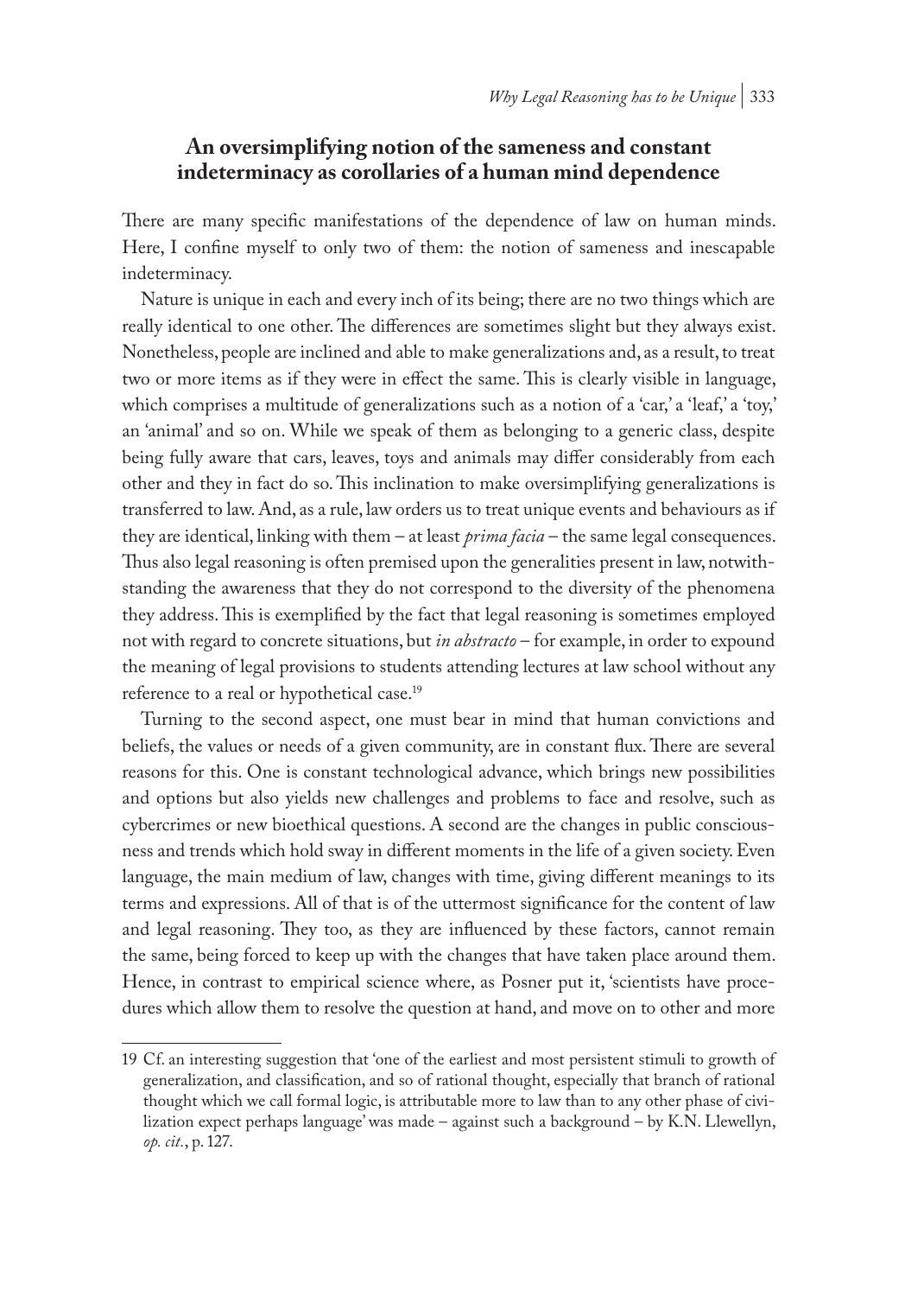## An oversimplifying notion of the sameness and constant indeterminacy as corollaries of a human mind dependence

There are many specific manifestations of the dependence of law on human minds. Here, I confine myself to only two of them: the notion of sameness and inescapable indeterminacy.

Nature is unique in each and every inch of its being; there are no two things which are really identical to one other. The differences are sometimes slight but they always exist. Nonetheless, people are inclined and able to make generalizations and, as a result, to treat two or more items as if they were in effect the same. This is clearly visible in language, which comprises a multitude of generalizations such as a notion of a 'car,' a 'leaf,' a 'toy,' an 'animal' and so on. While we speak of them as belonging to a generic class, despite being fully aware that cars, leaves, toys and animals may differ considerably from each other and they in fact do so. This inclination to make oversimplifying generalizations is transferred to law. And, as a rule, law orders us to treat unique events and behaviours as if they are identical, linking with them – at least *prima facia* – the same legal consequences. Thus also legal reasoning is often premised upon the generalities present in law, notwithstanding the awareness that they do not correspond to the diversity of the phenomena they address. This is exemplified by the fact that legal reasoning is sometimes employed not with regard to concrete situations, but *in abstracto* – for example, in order to expound the meaning of legal provisions to students attending lectures at law school without any reference to a real or hypothetical case.[19]

Turning to the second aspect, one must bear in mind that human convictions and beliefs, the values or needs of a given community, are in constant flux. There are several reasons for this. One is constant technological advance, which brings new possibilities and options but also yields new challenges and problems to face and resolve, such as cybercrimes or new bioethical questions. A second are the changes in public consciousness and trends which hold sway in different moments in the life of a given society. Even language, the main medium of law, changes with time, giving different meanings to its terms and expressions. All of that is of the uttermost significance for the content of law and legal reasoning. They too, as they are influenced by these factors, cannot remain the same, being forced to keep up with the changes that have taken place around them. Hence, in contrast to empirical science where, as Posner put it, 'scientists have procedures which allow them to resolve the question at hand, and move on to other and more

---

19 Cf. an interesting suggestion that 'one of the earliest and most persistent stimuli to growth of generalization, and classification, and so of rational thought, especially that branch of rational thought which we call formal logic, is attributable more to law than to any other phase of civilization expect perhaps language' was made – against such a background – by K.N. Llewellyn, *op. cit.*, p. 127.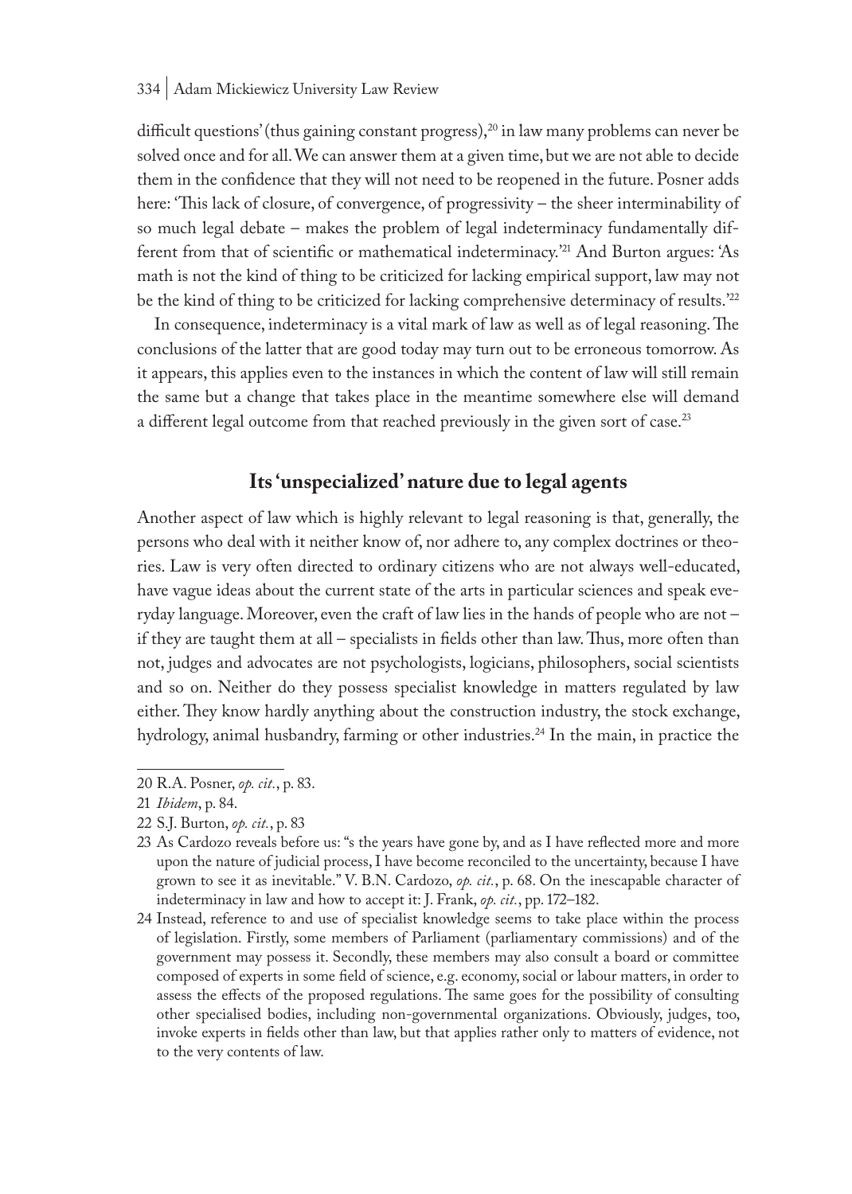difficult questions' (thus gaining constant progress),[20] in law many problems can never be solved once and for all. We can answer them at a given time, but we are not able to decide them in the confidence that they will not need to be reopened in the future. Posner adds here: 'This lack of closure, of convergence, of progressivity – the sheer interminability of so much legal debate – makes the problem of legal indeterminacy fundamentally different from that of scientific or mathematical indeterminacy.'[21] And Burton argues: 'As math is not the kind of thing to be criticized for lacking empirical support, law may not be the kind of thing to be criticized for lacking comprehensive determinacy of results.'[22]

In consequence, indeterminacy is a vital mark of law as well as of legal reasoning. The conclusions of the latter that are good today may turn out to be erroneous tomorrow. As it appears, this applies even to the instances in which the content of law will still remain the same but a change that takes place in the meantime somewhere else will demand a different legal outcome from that reached previously in the given sort of case.[23]

## Its 'unspecialized' nature due to legal agents

Another aspect of law which is highly relevant to legal reasoning is that, generally, the persons who deal with it neither know of, nor adhere to, any complex doctrines or theories. Law is very often directed to ordinary citizens who are not always well-educated, have vague ideas about the current state of the arts in particular sciences and speak everyday language. Moreover, even the craft of law lies in the hands of people who are not – if they are taught them at all – specialists in fields other than law. Thus, more often than not, judges and advocates are not psychologists, logicians, philosophers, social scientists and so on. Neither do they possess specialist knowledge in matters regulated by law either. They know hardly anything about the construction industry, the stock exchange, hydrology, animal husbandry, farming or other industries.[24] In the main, in practice the

---

20 R.A. Posner, *op. cit.*, p. 83.

21 *Ibidem*, p. 84.

22 S.J. Burton, *op. cit.*, p. 83

23 As Cardozo reveals before us: "s the years have gone by, and as I have reflected more and more upon the nature of judicial process, I have become reconciled to the uncertainty, because I have grown to see it as inevitable." V. B.N. Cardozo, *op. cit.*, p. 68. On the inescapable character of indeterminacy in law and how to accept it: J. Frank, *op. cit.*, pp. 172–182.

24 Instead, reference to and use of specialist knowledge seems to take place within the process of legislation. Firstly, some members of Parliament (parliamentary commissions) and of the government may possess it. Secondly, these members may also consult a board or committee composed of experts in some field of science, e.g. economy, social or labour matters, in order to assess the effects of the proposed regulations. The same goes for the possibility of consulting other specialised bodies, including non-governmental organizations. Obviously, judges, too, invoke experts in fields other than law, but that applies rather only to matters of evidence, not to the very contents of law.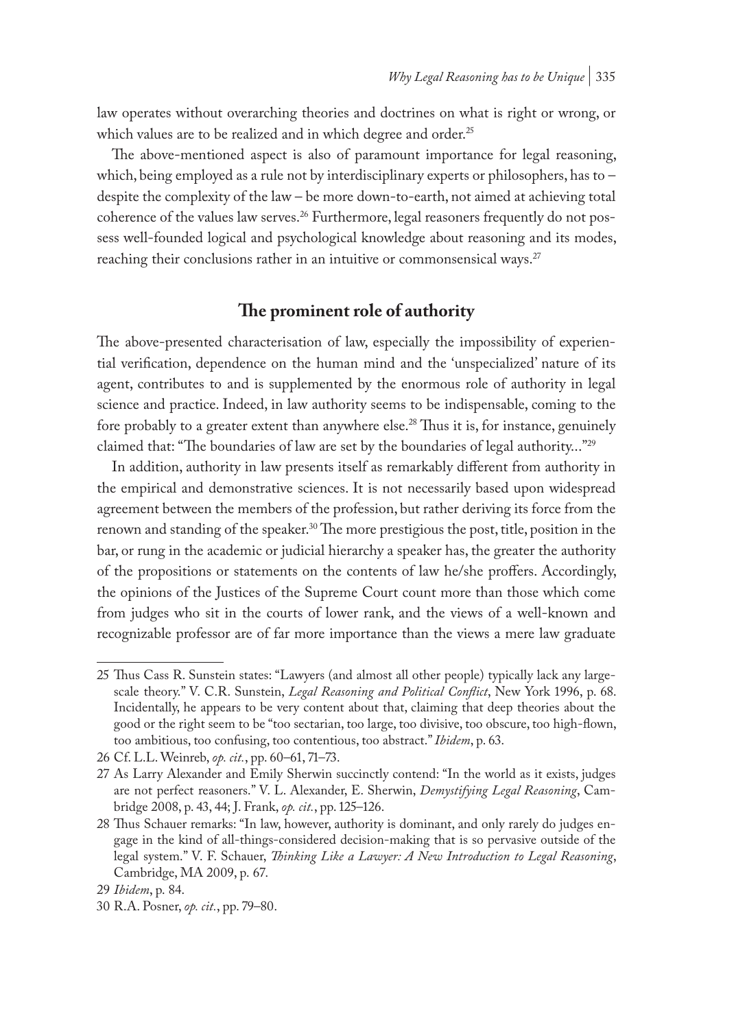law operates without overarching theories and doctrines on what is right or wrong, or which values are to be realized and in which degree and order.[25]

The above-mentioned aspect is also of paramount importance for legal reasoning, which, being employed as a rule not by interdisciplinary experts or philosophers, has to – despite the complexity of the law – be more down-to-earth, not aimed at achieving total coherence of the values law serves.[26] Furthermore, legal reasoners frequently do not possess well-founded logical and psychological knowledge about reasoning and its modes, reaching their conclusions rather in an intuitive or commonsensical ways.[27]

## The prominent role of authority

The above-presented characterisation of law, especially the impossibility of experiential verification, dependence on the human mind and the 'unspecialized' nature of its agent, contributes to and is supplemented by the enormous role of authority in legal science and practice. Indeed, in law authority seems to be indispensable, coming to the fore probably to a greater extent than anywhere else.[28] Thus it is, for instance, genuinely claimed that: "The boundaries of law are set by the boundaries of legal authority..."[29]

In addition, authority in law presents itself as remarkably different from authority in the empirical and demonstrative sciences. It is not necessarily based upon widespread agreement between the members of the profession, but rather deriving its force from the renown and standing of the speaker.[30] The more prestigious the post, title, position in the bar, or rung in the academic or judicial hierarchy a speaker has, the greater the authority of the propositions or statements on the contents of law he/she proffers. Accordingly, the opinions of the Justices of the Supreme Court count more than those which come from judges who sit in the courts of lower rank, and the views of a well-known and recognizable professor are of far more importance than the views a mere law graduate

---

25 Thus Cass R. Sunstein states: "Lawyers (and almost all other people) typically lack any large-scale theory." V. C.R. Sunstein, *Legal Reasoning and Political Conflict*, New York 1996, p. 68. Incidentally, he appears to be very content about that, claiming that deep theories about the good or the right seem to be "too sectarian, too large, too divisive, too obscure, too high-flown, too ambitious, too confusing, too contentious, too abstract." *Ibidem*, p. 63.

26 Cf. L.L. Weinreb, *op. cit.*, pp. 60–61, 71–73.

27 As Larry Alexander and Emily Sherwin succinctly contend: "In the world as it exists, judges are not perfect reasoners." V. L. Alexander, E. Sherwin, *Demystifying Legal Reasoning*, Cambridge 2008, p. 43, 44; J. Frank, *op. cit.*, pp. 125–126.

28 Thus Schauer remarks: "In law, however, authority is dominant, and only rarely do judges engage in the kind of all-things-considered decision-making that is so pervasive outside of the legal system." V. F. Schauer, *Thinking Like a Lawyer: A New Introduction to Legal Reasoning*, Cambridge, MA 2009, p. 67.

29 *Ibidem*, p. 84.

30 R.A. Posner, *op. cit.*, pp. 79–80.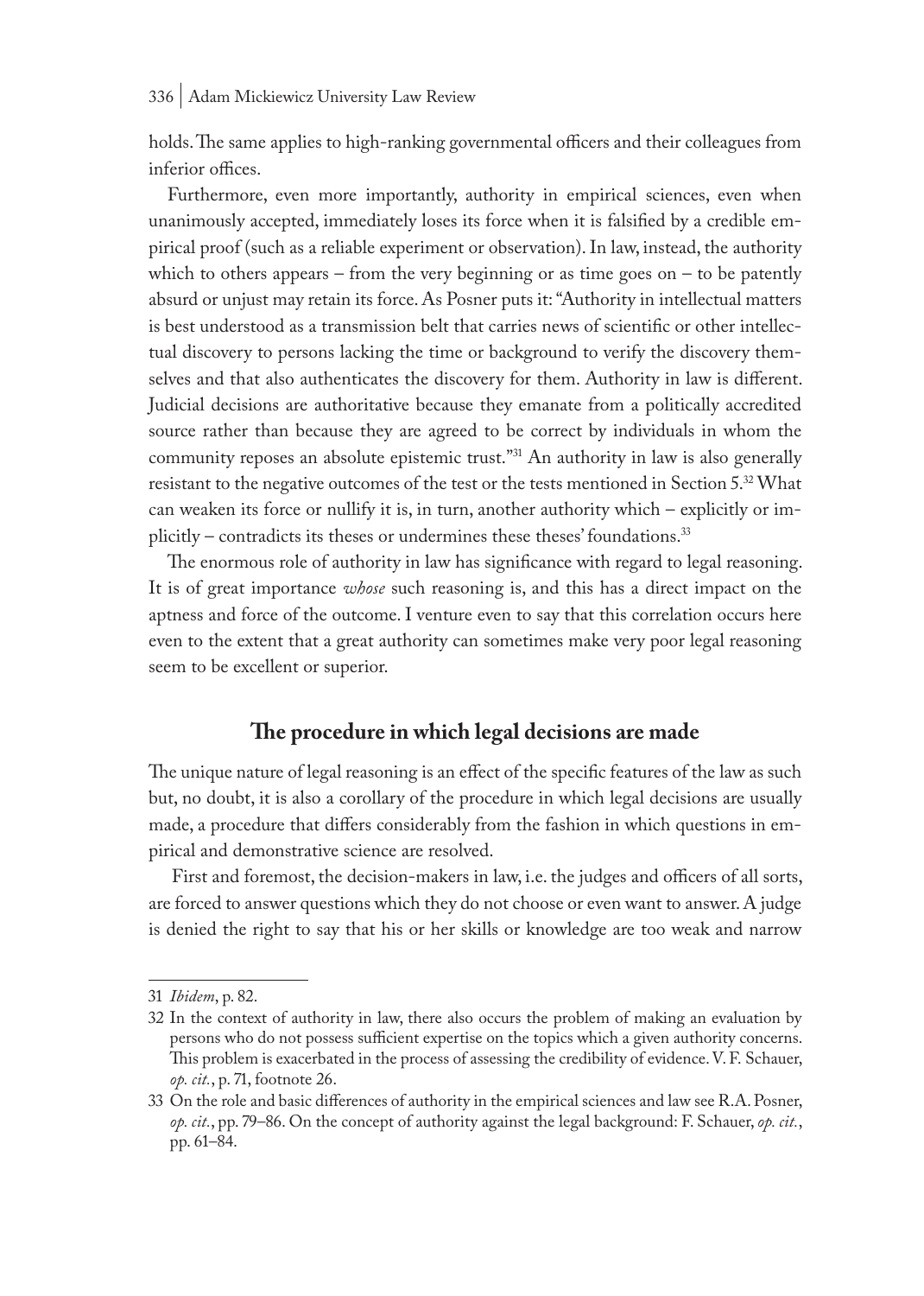holds. The same applies to high-ranking governmental officers and their colleagues from inferior offices.

Furthermore, even more importantly, authority in empirical sciences, even when unanimously accepted, immediately loses its force when it is falsified by a credible empirical proof (such as a reliable experiment or observation). In law, instead, the authority which to others appears – from the very beginning or as time goes on – to be patently absurd or unjust may retain its force. As Posner puts it: "Authority in intellectual matters is best understood as a transmission belt that carries news of scientific or other intellectual discovery to persons lacking the time or background to verify the discovery themselves and that also authenticates the discovery for them. Authority in law is different. Judicial decisions are authoritative because they emanate from a politically accredited source rather than because they are agreed to be correct by individuals in whom the community reposes an absolute epistemic trust."[31] An authority in law is also generally resistant to the negative outcomes of the test or the tests mentioned in Section 5.[32] What can weaken its force or nullify it is, in turn, another authority which – explicitly or implicitly – contradicts its theses or undermines these theses' foundations.[33]

The enormous role of authority in law has significance with regard to legal reasoning. It is of great importance *whose* such reasoning is, and this has a direct impact on the aptness and force of the outcome. I venture even to say that this correlation occurs here even to the extent that a great authority can sometimes make very poor legal reasoning seem to be excellent or superior.

## The procedure in which legal decisions are made

The unique nature of legal reasoning is an effect of the specific features of the law as such but, no doubt, it is also a corollary of the procedure in which legal decisions are usually made, a procedure that differs considerably from the fashion in which questions in empirical and demonstrative science are resolved.

First and foremost, the decision-makers in law, i.e. the judges and officers of all sorts, are forced to answer questions which they do not choose or even want to answer. A judge is denied the right to say that his or her skills or knowledge are too weak and narrow

---

31 *Ibidem*, p. 82.

32 In the context of authority in law, there also occurs the problem of making an evaluation by persons who do not possess sufficient expertise on the topics which a given authority concerns. This problem is exacerbated in the process of assessing the credibility of evidence. V. F. Schauer, *op. cit.*, p. 71, footnote 26.

33 On the role and basic differences of authority in the empirical sciences and law see R.A. Posner, *op. cit.*, pp. 79–86. On the concept of authority against the legal background: F. Schauer, *op. cit.*, pp. 61–84.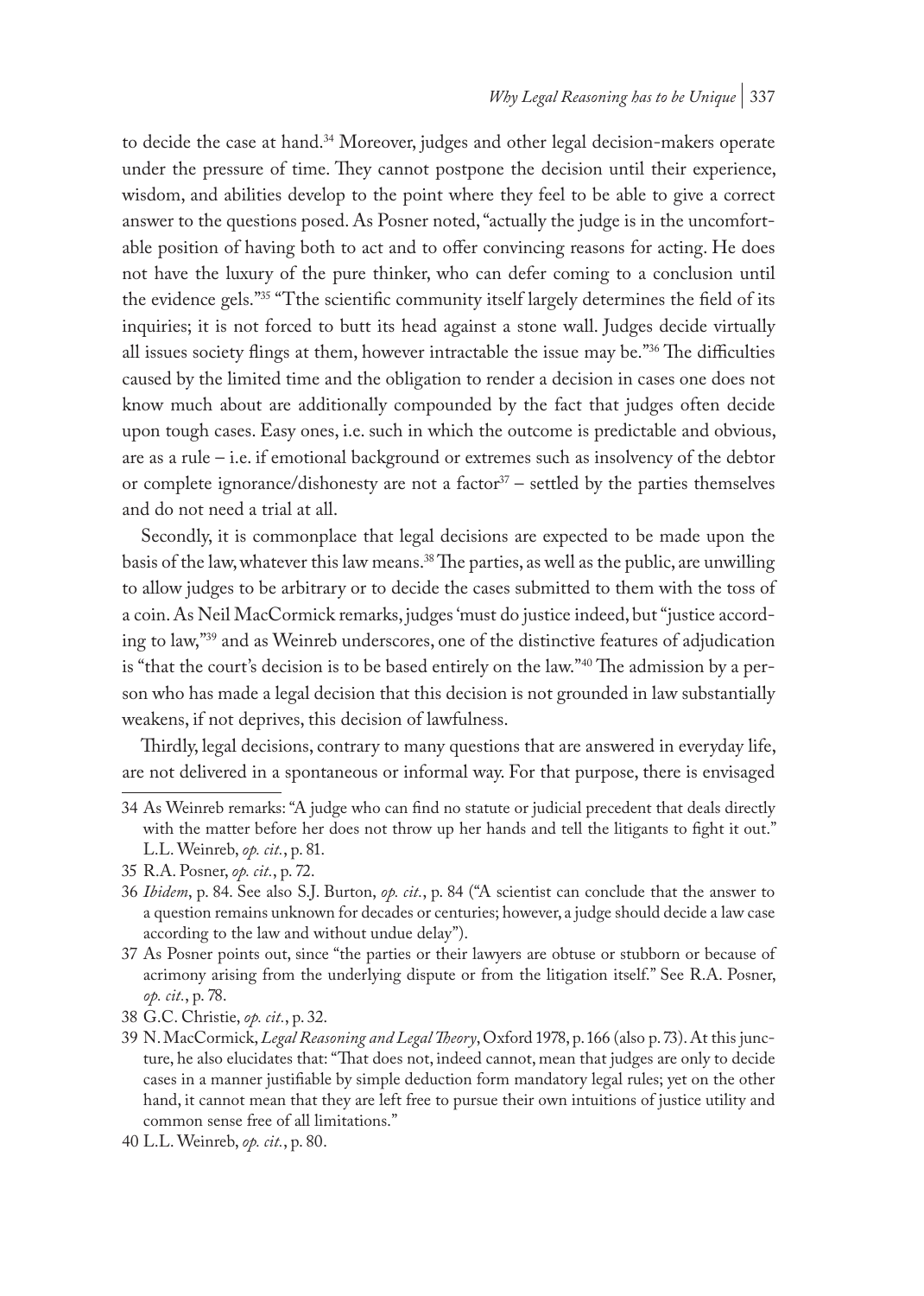to decide the case at hand.[34] Moreover, judges and other legal decision-makers operate under the pressure of time. They cannot postpone the decision until their experience, wisdom, and abilities develop to the point where they feel to be able to give a correct answer to the questions posed. As Posner noted, "actually the judge is in the uncomfortable position of having both to act and to offer convincing reasons for acting. He does not have the luxury of the pure thinker, who can defer coming to a conclusion until the evidence gels."[35] "Tthe scientific community itself largely determines the field of its inquiries; it is not forced to butt its head against a stone wall. Judges decide virtually all issues society flings at them, however intractable the issue may be."[36] The difficulties caused by the limited time and the obligation to render a decision in cases one does not know much about are additionally compounded by the fact that judges often decide upon tough cases. Easy ones, i.e. such in which the outcome is predictable and obvious, are as a rule – i.e. if emotional background or extremes such as insolvency of the debtor or complete ignorance/dishonesty are not a factor[37] – settled by the parties themselves and do not need a trial at all.

Secondly, it is commonplace that legal decisions are expected to be made upon the basis of the law, whatever this law means.[38] The parties, as well as the public, are unwilling to allow judges to be arbitrary or to decide the cases submitted to them with the toss of a coin. As Neil MacCormick remarks, judges 'must do justice indeed, but "justice according to law,"[39] and as Weinreb underscores, one of the distinctive features of adjudication is "that the court's decision is to be based entirely on the law."[40] The admission by a person who has made a legal decision that this decision is not grounded in law substantially weakens, if not deprives, this decision of lawfulness.

Thirdly, legal decisions, contrary to many questions that are answered in everyday life, are not delivered in a spontaneous or informal way. For that purpose, there is envisaged

---

34 As Weinreb remarks: "A judge who can find no statute or judicial precedent that deals directly with the matter before her does not throw up her hands and tell the litigants to fight it out." L.L. Weinreb, *op. cit.*, p. 81.

35 R.A. Posner, *op. cit.*, p. 72.

36 *Ibidem*, p. 84. See also S.J. Burton, *op. cit.*, p. 84 ("A scientist can conclude that the answer to a question remains unknown for decades or centuries; however, a judge should decide a law case according to the law and without undue delay").

37 As Posner points out, since "the parties or their lawyers are obtuse or stubborn or because of acrimony arising from the underlying dispute or from the litigation itself." See R.A. Posner, *op. cit.*, p. 78.

38 G.C. Christie, *op. cit.*, p. 32.

39 N. MacCormick, *Legal Reasoning and Legal Theory*, Oxford 1978, p. 166 (also p. 73). At this juncture, he also elucidates that: "That does not, indeed cannot, mean that judges are only to decide cases in a manner justifiable by simple deduction form mandatory legal rules; yet on the other hand, it cannot mean that they are left free to pursue their own intuitions of justice utility and common sense free of all limitations."

40 L.L. Weinreb, *op. cit.*, p. 80.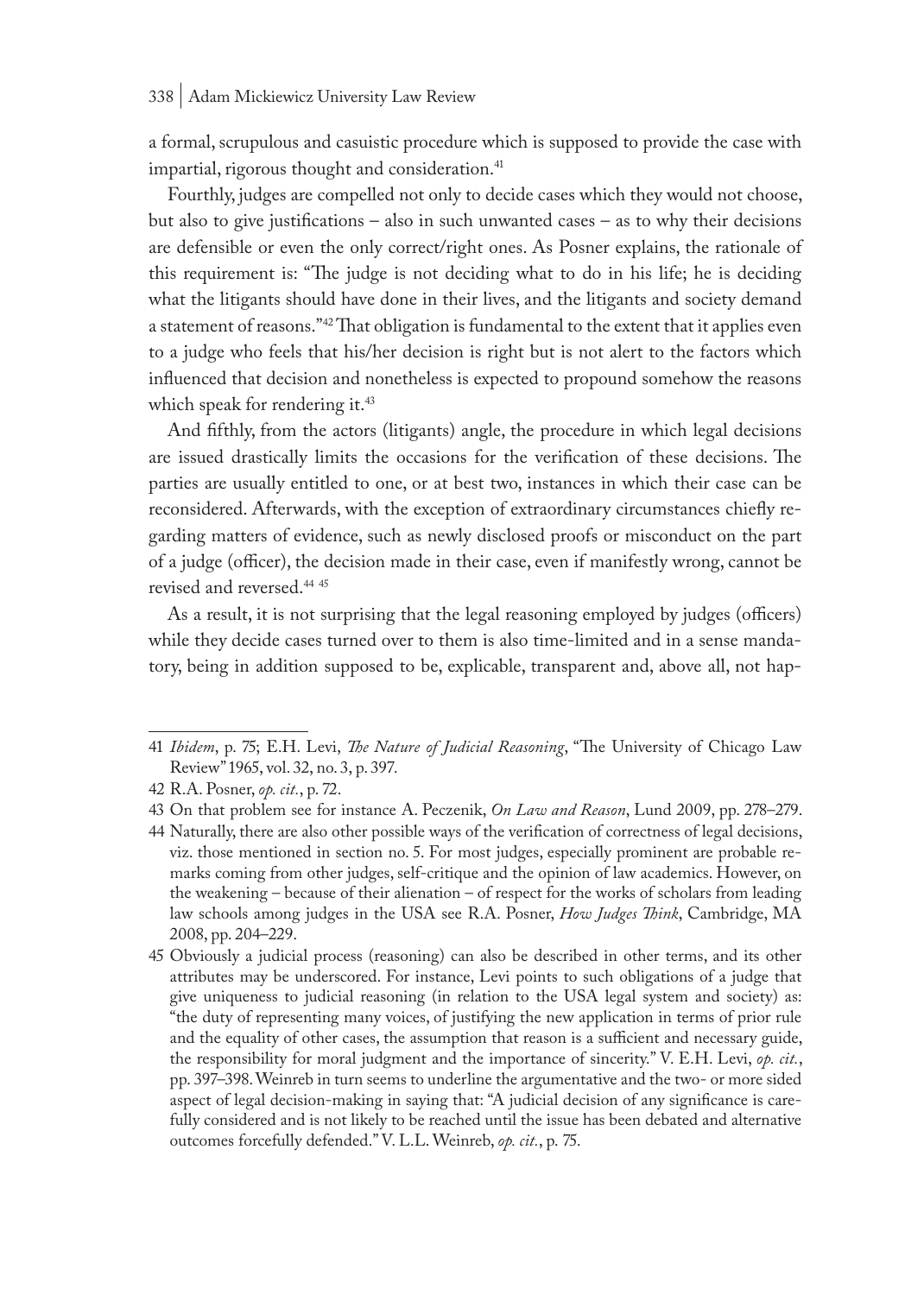a formal, scrupulous and casuistic procedure which is supposed to provide the case with impartial, rigorous thought and consideration.[41]

Fourthly, judges are compelled not only to decide cases which they would not choose, but also to give justifications – also in such unwanted cases – as to why their decisions are defensible or even the only correct/right ones. As Posner explains, the rationale of this requirement is: "The judge is not deciding what to do in his life; he is deciding what the litigants should have done in their lives, and the litigants and society demand a statement of reasons."[42] That obligation is fundamental to the extent that it applies even to a judge who feels that his/her decision is right but is not alert to the factors which influenced that decision and nonetheless is expected to propound somehow the reasons which speak for rendering it.[43]

And fifthly, from the actors (litigants) angle, the procedure in which legal decisions are issued drastically limits the occasions for the verification of these decisions. The parties are usually entitled to one, or at best two, instances in which their case can be reconsidered. Afterwards, with the exception of extraordinary circumstances chiefly regarding matters of evidence, such as newly disclosed proofs or misconduct on the part of a judge (officer), the decision made in their case, even if manifestly wrong, cannot be revised and reversed.[44] [45]

As a result, it is not surprising that the legal reasoning employed by judges (officers) while they decide cases turned over to them is also time-limited and in a sense mandatory, being in addition supposed to be, explicable, transparent and, above all, not hap-

---

41 *Ibidem*, p. 75; E.H. Levi, *The Nature of Judicial Reasoning*, "The University of Chicago Law Review" 1965, vol. 32, no. 3, p. 397.

42 R.A. Posner, *op. cit.*, p. 72.

43 On that problem see for instance A. Peczenik, *On Law and Reason*, Lund 2009, pp. 278–279.

44 Naturally, there are also other possible ways of the verification of correctness of legal decisions, viz. those mentioned in section no. 5. For most judges, especially prominent are probable remarks coming from other judges, self-critique and the opinion of law academics. However, on the weakening – because of their alienation – of respect for the works of scholars from leading law schools among judges in the USA see R.A. Posner, *How Judges Think*, Cambridge, MA 2008, pp. 204–229.

45 Obviously a judicial process (reasoning) can also be described in other terms, and its other attributes may be underscored. For instance, Levi points to such obligations of a judge that give uniqueness to judicial reasoning (in relation to the USA legal system and society) as: "the duty of representing many voices, of justifying the new application in terms of prior rule and the equality of other cases, the assumption that reason is a sufficient and necessary guide, the responsibility for moral judgment and the importance of sincerity." V. E.H. Levi, *op. cit.*, pp. 397–398. Weinreb in turn seems to underline the argumentative and the two- or more sided aspect of legal decision-making in saying that: "A judicial decision of any significance is carefully considered and is not likely to be reached until the issue has been debated and alternative outcomes forcefully defended." V. L.L. Weinreb, *op. cit.*, p. 75.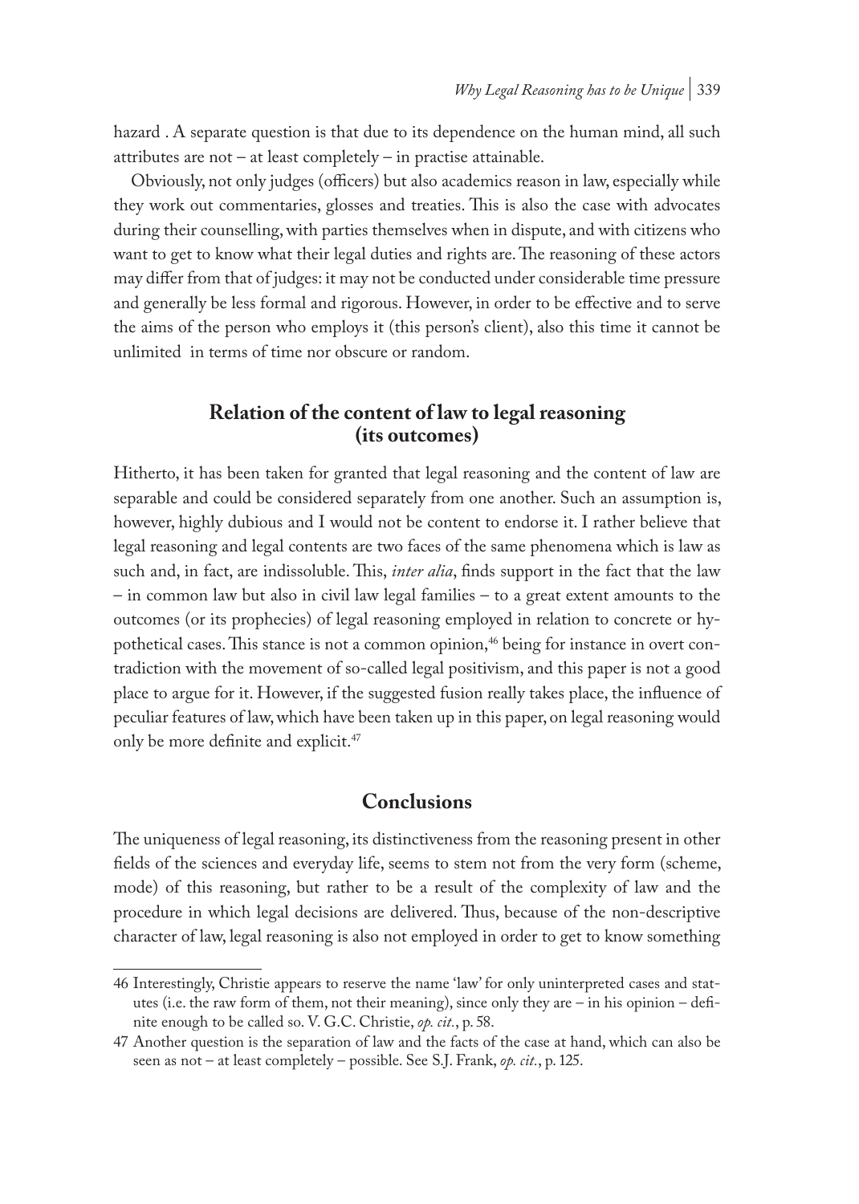hazard . A separate question is that due to its dependence on the human mind, all such attributes are not – at least completely – in practise attainable.

Obviously, not only judges (officers) but also academics reason in law, especially while they work out commentaries, glosses and treaties. This is also the case with advocates during their counselling, with parties themselves when in dispute, and with citizens who want to get to know what their legal duties and rights are. The reasoning of these actors may differ from that of judges: it may not be conducted under considerable time pressure and generally be less formal and rigorous. However, in order to be effective and to serve the aims of the person who employs it (this person's client), also this time it cannot be unlimited in terms of time nor obscure or random.

## Relation of the content of law to legal reasoning (its outcomes)

Hitherto, it has been taken for granted that legal reasoning and the content of law are separable and could be considered separately from one another. Such an assumption is, however, highly dubious and I would not be content to endorse it. I rather believe that legal reasoning and legal contents are two faces of the same phenomena which is law as such and, in fact, are indissoluble. This, *inter alia*, finds support in the fact that the law – in common law but also in civil law legal families – to a great extent amounts to the outcomes (or its prophecies) of legal reasoning employed in relation to concrete or hypothetical cases. This stance is not a common opinion,[46] being for instance in overt contradiction with the movement of so-called legal positivism, and this paper is not a good place to argue for it. However, if the suggested fusion really takes place, the influence of peculiar features of law, which have been taken up in this paper, on legal reasoning would only be more definite and explicit.[47]

## Conclusions

The uniqueness of legal reasoning, its distinctiveness from the reasoning present in other fields of the sciences and everyday life, seems to stem not from the very form (scheme, mode) of this reasoning, but rather to be a result of the complexity of law and the procedure in which legal decisions are delivered. Thus, because of the non-descriptive character of law, legal reasoning is also not employed in order to get to know something

---

46 Interestingly, Christie appears to reserve the name 'law' for only uninterpreted cases and statutes (i.e. the raw form of them, not their meaning), since only they are – in his opinion – definite enough to be called so. V. G.C. Christie, *op. cit.*, p. 58.

47 Another question is the separation of law and the facts of the case at hand, which can also be seen as not – at least completely – possible. See S.J. Frank, *op. cit.*, p. 125.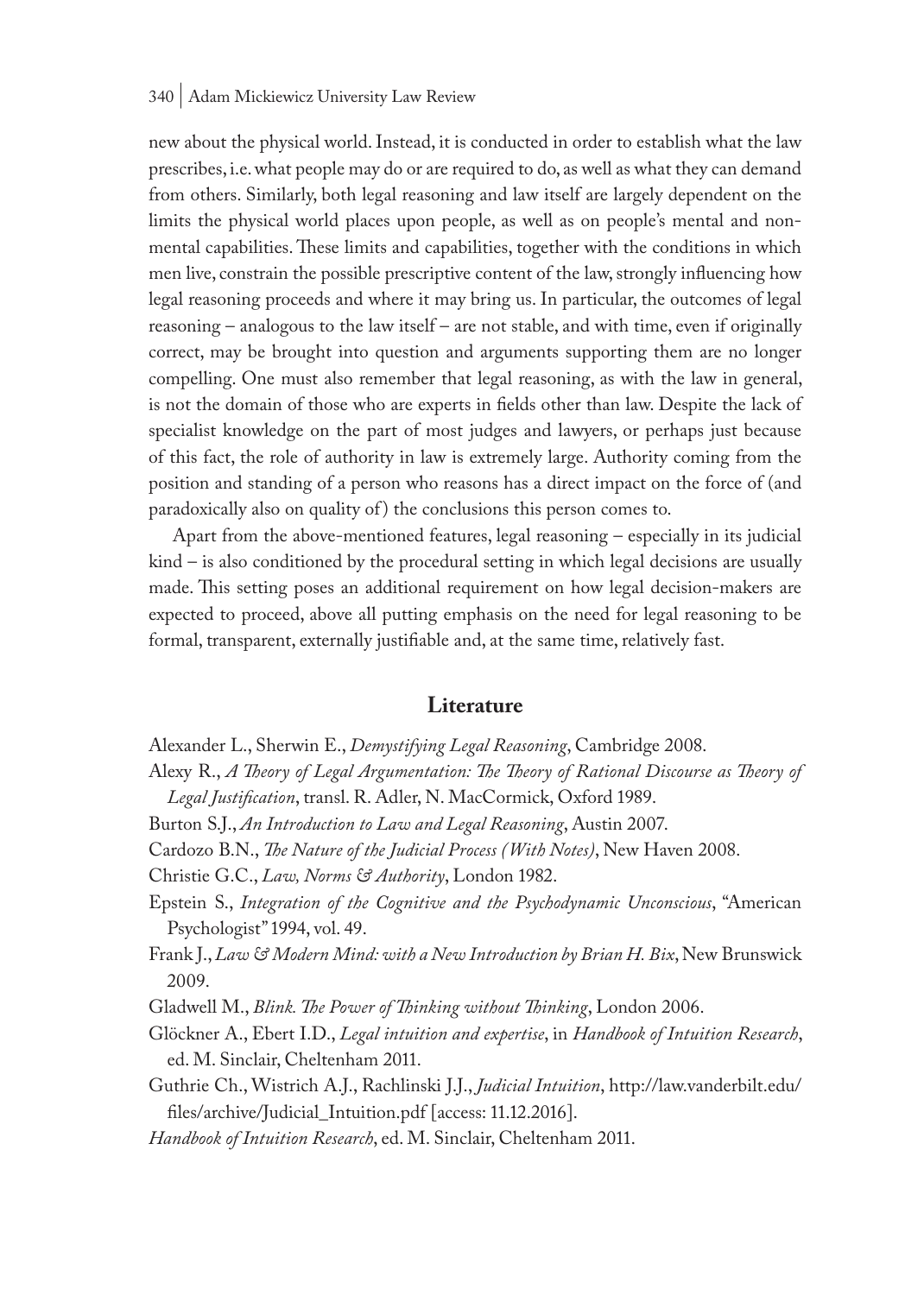new about the physical world. Instead, it is conducted in order to establish what the law prescribes, i.e. what people may do or are required to do, as well as what they can demand from others. Similarly, both legal reasoning and law itself are largely dependent on the limits the physical world places upon people, as well as on people's mental and non-mental capabilities. These limits and capabilities, together with the conditions in which men live, constrain the possible prescriptive content of the law, strongly influencing how legal reasoning proceeds and where it may bring us. In particular, the outcomes of legal reasoning – analogous to the law itself – are not stable, and with time, even if originally correct, may be brought into question and arguments supporting them are no longer compelling. One must also remember that legal reasoning, as with the law in general, is not the domain of those who are experts in fields other than law. Despite the lack of specialist knowledge on the part of most judges and lawyers, or perhaps just because of this fact, the role of authority in law is extremely large. Authority coming from the position and standing of a person who reasons has a direct impact on the force of (and paradoxically also on quality of) the conclusions this person comes to.

Apart from the above-mentioned features, legal reasoning – especially in its judicial kind – is also conditioned by the procedural setting in which legal decisions are usually made. This setting poses an additional requirement on how legal decision-makers are expected to proceed, above all putting emphasis on the need for legal reasoning to be formal, transparent, externally justifiable and, at the same time, relatively fast.

## Literature

Alexander L., Sherwin E., *Demystifying Legal Reasoning*, Cambridge 2008.

Alexy R., *A Theory of Legal Argumentation: The Theory of Rational Discourse as Theory of Legal Justification*, transl. R. Adler, N. MacCormick, Oxford 1989.

Burton S.J., *An Introduction to Law and Legal Reasoning*, Austin 2007.

Cardozo B.N., *The Nature of the Judicial Process (With Notes)*, New Haven 2008.

Christie G.C., *Law, Norms & Authority*, London 1982.

Epstein S., *Integration of the Cognitive and the Psychodynamic Unconscious*, "American Psychologist" 1994, vol. 49.

Frank J., *Law & Modern Mind: with a New Introduction by Brian H. Bix*, New Brunswick 2009.

Gladwell M., *Blink. The Power of Thinking without Thinking*, London 2006.

Glöckner A., Ebert I.D., *Legal intuition and expertise*, in *Handbook of Intuition Research*, ed. M. Sinclair, Cheltenham 2011.

Guthrie Ch., Wistrich A.J., Rachlinski J.J., *Judicial Intuition*, http://law.vanderbilt.edu/files/archive/Judicial_Intuition.pdf [access: 11.12.2016].

*Handbook of Intuition Research*, ed. M. Sinclair, Cheltenham 2011.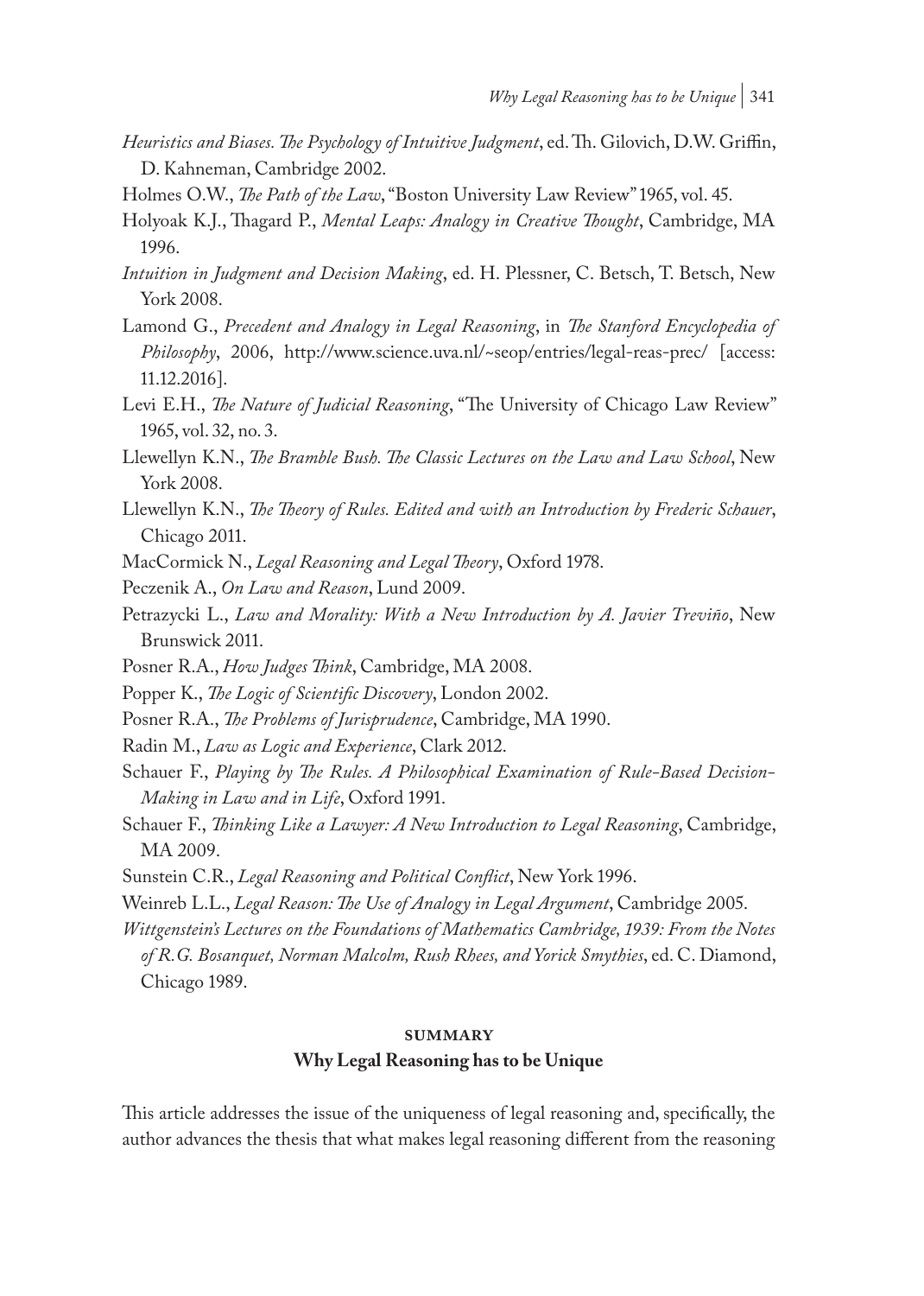*Heuristics and Biases. The Psychology of Intuitive Judgment*, ed. Th. Gilovich, D.W. Griffin, D. Kahneman, Cambridge 2002.

Holmes O.W., *The Path of the Law*, "Boston University Law Review" 1965, vol. 45.

Holyoak K.J., Thagard P., *Mental Leaps: Analogy in Creative Thought*, Cambridge, MA 1996.

*Intuition in Judgment and Decision Making*, ed. H. Plessner, C. Betsch, T. Betsch, New York 2008.

Lamond G., *Precedent and Analogy in Legal Reasoning*, in *The Stanford Encyclopedia of Philosophy*, 2006, http://www.science.uva.nl/~seop/entries/legal-reas-prec/ [access: 11.12.2016].

Levi E.H., *The Nature of Judicial Reasoning*, "The University of Chicago Law Review" 1965, vol. 32, no. 3.

Llewellyn K.N., *The Bramble Bush. The Classic Lectures on the Law and Law School*, New York 2008.

Llewellyn K.N., *The Theory of Rules. Edited and with an Introduction by Frederic Schauer*, Chicago 2011.

MacCormick N., *Legal Reasoning and Legal Theory*, Oxford 1978.

Peczenik A., *On Law and Reason*, Lund 2009.

Petrazycki L., *Law and Morality: With a New Introduction by A. Javier Treviño*, New Brunswick 2011.

Posner R.A., *How Judges Think*, Cambridge, MA 2008.

Popper K., *The Logic of Scientific Discovery*, London 2002.

Posner R.A., *The Problems of Jurisprudence*, Cambridge, MA 1990.

Radin M., *Law as Logic and Experience*, Clark 2012.

Schauer F., *Playing by The Rules. A Philosophical Examination of Rule-Based Decision-Making in Law and in Life*, Oxford 1991.

Schauer F., *Thinking Like a Lawyer: A New Introduction to Legal Reasoning*, Cambridge, MA 2009.

Sunstein C.R., *Legal Reasoning and Political Conflict*, New York 1996.

Weinreb L.L., *Legal Reason: The Use of Analogy in Legal Argument*, Cambridge 2005.

*Wittgenstein's Lectures on the Foundations of Mathematics Cambridge, 1939: From the Notes of R.G. Bosanquet, Norman Malcolm, Rush Rhees, and Yorick Smythies*, ed. C. Diamond, Chicago 1989.

## SUMMARY

### Why Legal Reasoning has to be Unique

This article addresses the issue of the uniqueness of legal reasoning and, specifically, the author advances the thesis that what makes legal reasoning different from the reasoning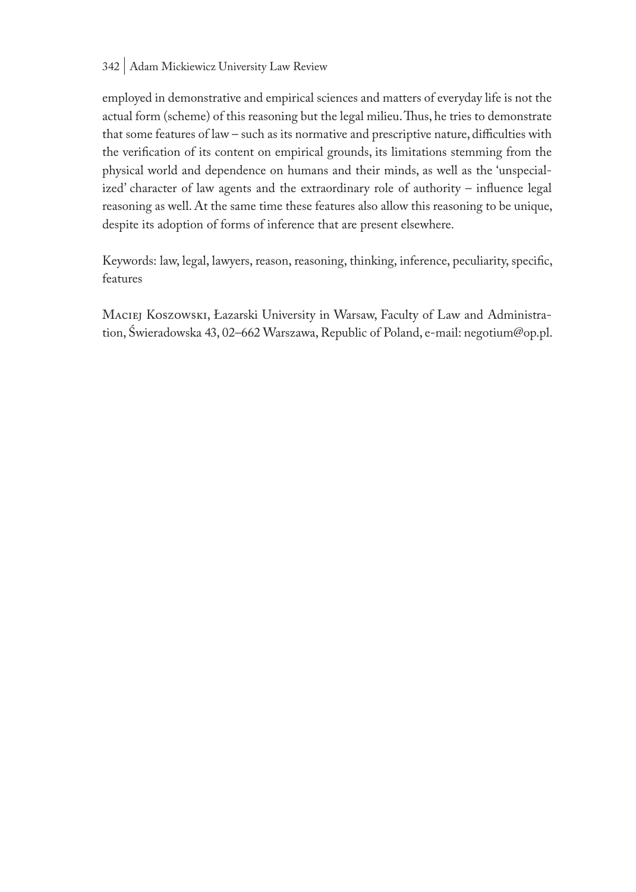employed in demonstrative and empirical sciences and matters of everyday life is not the actual form (scheme) of this reasoning but the legal milieu. Thus, he tries to demonstrate that some features of law – such as its normative and prescriptive nature, difficulties with the verification of its content on empirical grounds, its limitations stemming from the physical world and dependence on humans and their minds, as well as the 'unspecialized' character of law agents and the extraordinary role of authority – influence legal reasoning as well. At the same time these features also allow this reasoning to be unique, despite its adoption of forms of inference that are present elsewhere.

Keywords: law, legal, lawyers, reason, reasoning, thinking, inference, peculiarity, specific, features

Maciej Koszowski, Łazarski University in Warsaw, Faculty of Law and Administration, Świeradowska 43, 02–662 Warszawa, Republic of Poland, e-mail: negotium@op.pl.